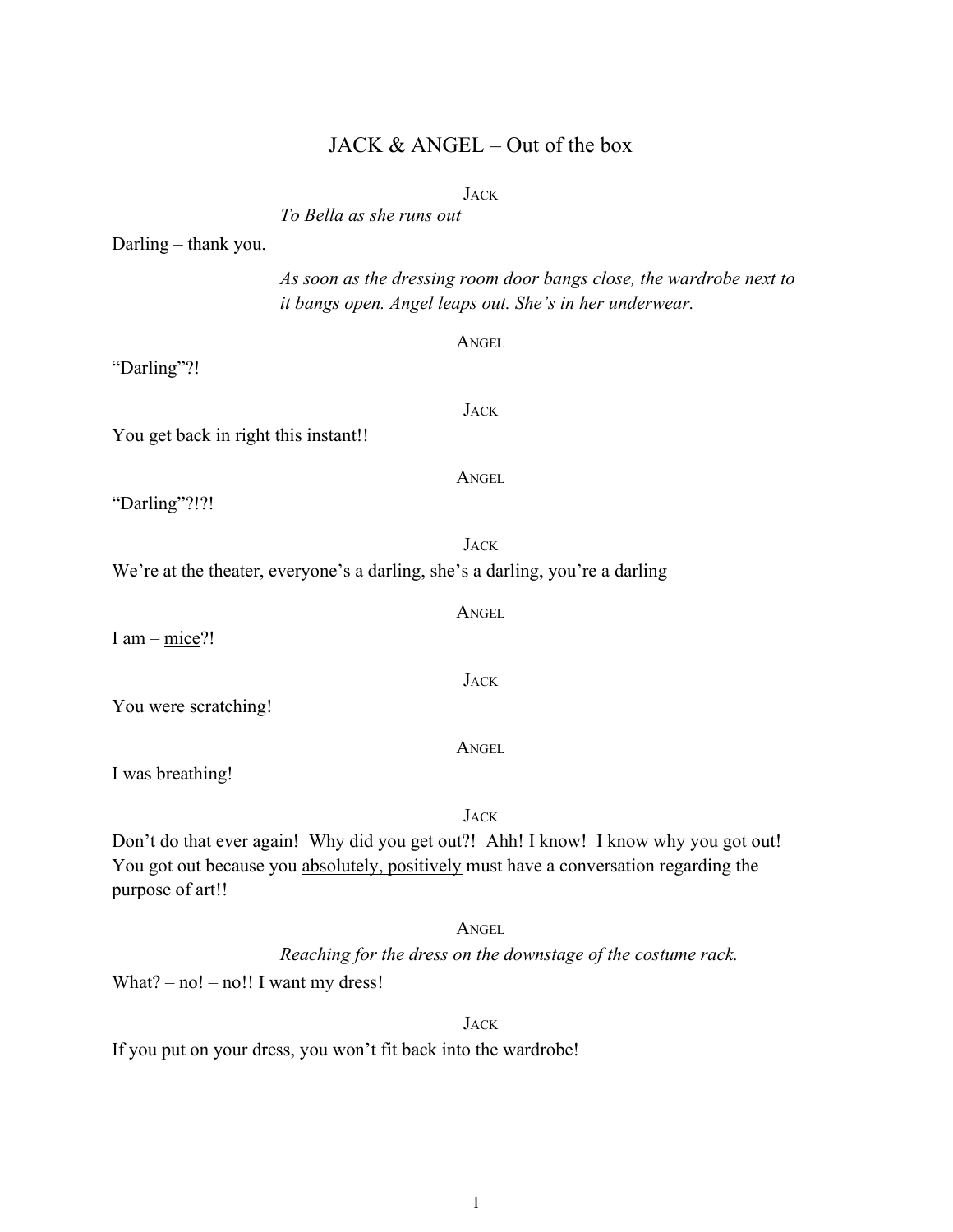# JACK & ANGEL – Out of the box

JACK

*To Bella as she runs out*

Darling – thank you.

*As soon as the dressing room door bangs close, the wardrobe next to it bangs open. Angel leaps out. She's in her underwear.*

ANGEL

"Darling"?!

JACK

You get back in right this instant!!

ANGEL

"Darling"?!?!

JACK

We're at the theater, everyone's a darling, she's a darling, you're a darling –

ANGEL

I am – <u>mice</u>?!

JACK

You were scratching!

ANGEL

I was breathing!

JACK

Don't do that ever again! Why did you get out?! Ahh! I know! I know why you got out! You got out because you <u>absolutely, positively</u> must have a conversation regarding the purpose of art!!

ANGEL

*Reaching for the dress on the downstage of the costume rack.*

What? – no! – no!! I want my dress!

JACK

If you put on your dress, you won't fit back into the wardrobe!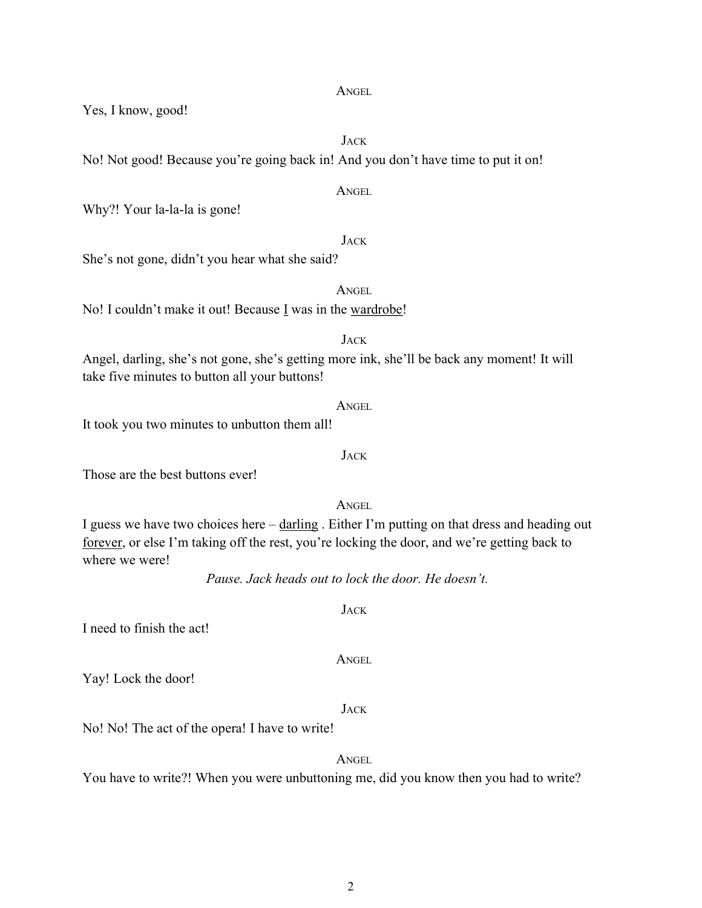ANGEL

Yes, I know, good!

JACK

No! Not good! Because you're going back in! And you don't have time to put it on!

ANGEL

Why?! Your la-la-la is gone!

JACK

She's not gone, didn't you hear what she said?

ANGEL

No! I couldn't make it out! Because <u>I</u> was in the <u>wardrobe</u>!

JACK

Angel, darling, she's not gone, she's getting more ink, she'll be back any moment! It will take five minutes to button all your buttons!

ANGEL

It took you two minutes to unbutton them all!

JACK

Those are the best buttons ever!

ANGEL

I guess we have two choices here – <u>darling</u> . Either I'm putting on that dress and heading out <u>forever</u>, or else I'm taking off the rest, you're locking the door, and we're getting back to where we were!

*Pause. Jack heads out to lock the door. He doesn't.*

JACK

I need to finish the act!

ANGEL

Yay! Lock the door!

JACK

No! No! The act of the opera! I have to write!

ANGEL

You have to write?! When you were unbuttoning me, did you know then you had to write?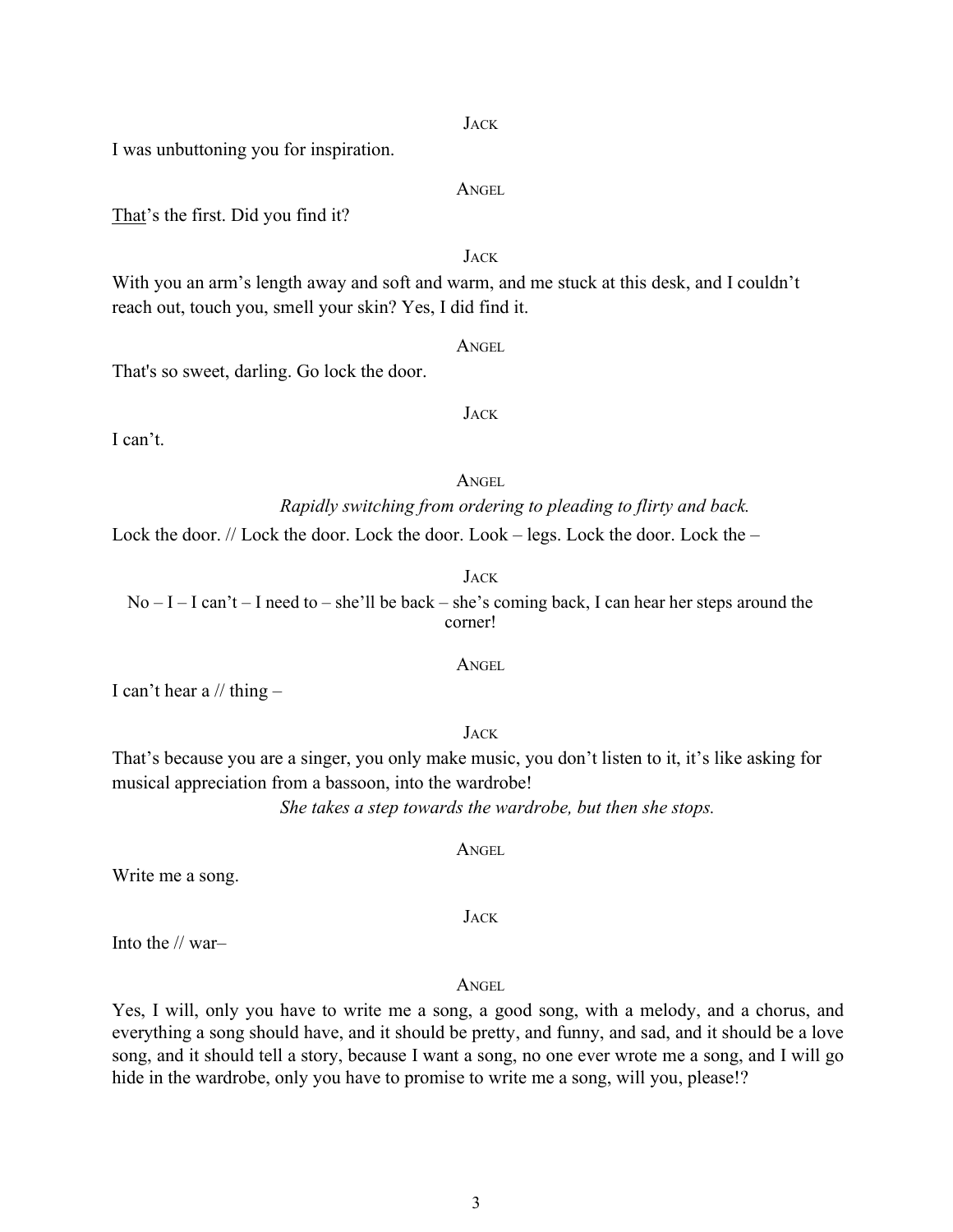JACK

I was unbuttoning you for inspiration.

ANGEL

<u>That</u>'s the first. Did you find it?

JACK

With you an arm's length away and soft and warm, and me stuck at this desk, and I couldn't reach out, touch you, smell your skin? Yes, I did find it.

ANGEL

That's so sweet, darling. Go lock the door.

JACK

I can't.

ANGEL

*Rapidly switching from ordering to pleading to flirty and back.*

Lock the door. // Lock the door. Lock the door. Look – legs. Lock the door. Lock the –

JACK

No – I – I can't – I need to – she'll be back – she's coming back, I can hear her steps around the corner!

ANGEL

I can't hear a // thing –

JACK

That's because you are a singer, you only make music, you don't listen to it, it's like asking for musical appreciation from a bassoon, into the wardrobe!

*She takes a step towards the wardrobe, but then she stops.*

ANGEL

Write me a song.

JACK

Into the // war–

ANGEL

Yes, I will, only you have to write me a song, a good song, with a melody, and a chorus, and everything a song should have, and it should be pretty, and funny, and sad, and it should be a love song, and it should tell a story, because I want a song, no one ever wrote me a song, and I will go hide in the wardrobe, only you have to promise to write me a song, will you, please!?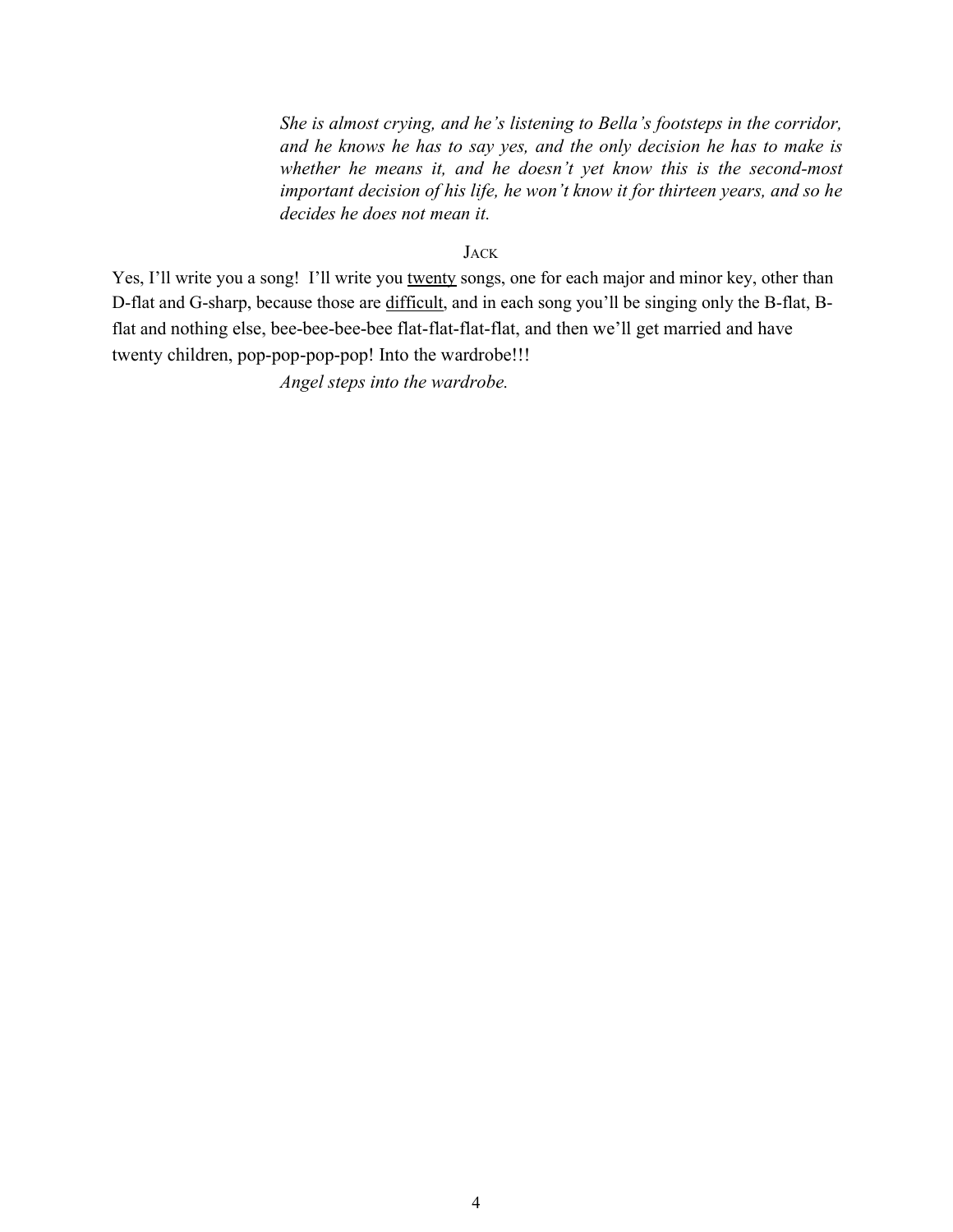*She is almost crying, and he's listening to Bella's footsteps in the corridor, and he knows he has to say yes, and the only decision he has to make is whether he means it, and he doesn't yet know this is the second-most important decision of his life, he won't know it for thirteen years, and so he decides he does not mean it.*

JACK

Yes, I'll write you a song! I'll write you <u>twenty</u> songs, one for each major and minor key, other than D-flat and G-sharp, because those are <u>difficult</u>, and in each song you'll be singing only the B-flat, B-flat and nothing else, bee-bee-bee-bee flat-flat-flat-flat, and then we'll get married and have twenty children, pop-pop-pop-pop! Into the wardrobe!!!

*Angel steps into the wardrobe.*